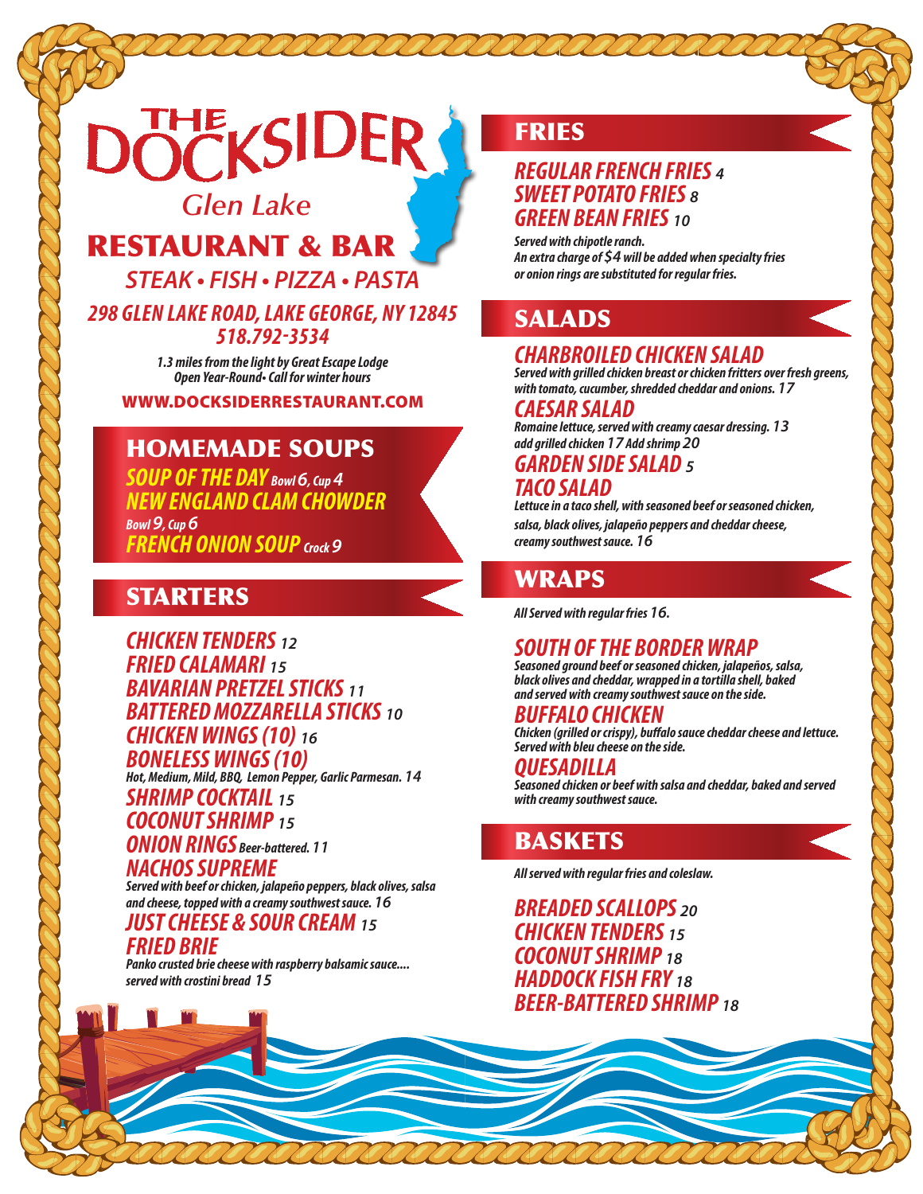# THE DOCKSIDER

## Glen Lake

## RESTAURANT & BAR

*STEAK • FISH • PIZZA • PASTA*

**298 GLEN LAKE ROAD, LAKE GEORGE, NY 12845**
**518.792-3534**

*1.3 miles from the light by Great Escape Lodge*
*Open Year-Round• Call for winter hours*

**WWW.DOCKSIDERRESTAURANT.COM**

## HOMEMADE SOUPS

**SOUP OF THE DAY** *Bowl 6, Cup 4*
**NEW ENGLAND CLAM CHOWDER**
*Bowl 9, Cup 6*
**FRENCH ONION SOUP** *Crock 9*

## STARTERS

**CHICKEN TENDERS** 12
**FRIED CALAMARI** 15
**BAVARIAN PRETZEL STICKS** 11
**BATTERED MOZZARELLA STICKS** 10
**CHICKEN WINGS (10)** 16
**BONELESS WINGS (10)**
*Hot, Medium, Mild, BBQ, Lemon Pepper, Garlic Parmesan. 14*
**SHRIMP COCKTAIL** 15
**COCONUT SHRIMP** 15
**ONION RINGS** *Beer-battered. 11*
**NACHOS SUPREME**
*Served with beef or chicken, jalapeño peppers, black olives, salsa and cheese, topped with a creamy southwest sauce. 16*
**JUST CHEESE & SOUR CREAM** 15
**FRIED BRIE**
*Panko crusted brie cheese with raspberry balsamic sauce.... served with crostini bread 15*

## FRIES

**REGULAR FRENCH FRIES** 4
**SWEET POTATO FRIES** 8
**GREEN BEAN FRIES** 10

*Served with chipotle ranch.*
*An extra charge of $4 will be added when specialty fries or onion rings are substituted for regular fries.*

## SALADS

**CHARBROILED CHICKEN SALAD**
*Served with grilled chicken breast or chicken fritters over fresh greens, with tomato, cucumber, shredded cheddar and onions. 17*
**CAESAR SALAD**
*Romaine lettuce, served with creamy caesar dressing. 13*
*add grilled chicken 17 Add shrimp 20*
**GARDEN SIDE SALAD** 5
**TACO SALAD**
*Lettuce in a taco shell, with seasoned beef or seasoned chicken, salsa, black olives, jalapeño peppers and cheddar cheese, creamy southwest sauce. 16*

## WRAPS

*All Served with regular fries 16.*

**SOUTH OF THE BORDER WRAP**
*Seasoned ground beef or seasoned chicken, jalapeños, salsa, black olives and cheddar, wrapped in a tortilla shell, baked and served with creamy southwest sauce on the side.*
**BUFFALO CHICKEN**
*Chicken (grilled or crispy), buffalo sauce cheddar cheese and lettuce. Served with bleu cheese on the side.*
**QUESADILLA**
*Seasoned chicken or beef with salsa and cheddar, baked and served with creamy southwest sauce.*

## BASKETS

*All served with regular fries and coleslaw.*

**BREADED SCALLOPS** 20
**CHICKEN TENDERS** 15
**COCONUT SHRIMP** 18
**HADDOCK FISH FRY** 18
**BEER-BATTERED SHRIMP** 18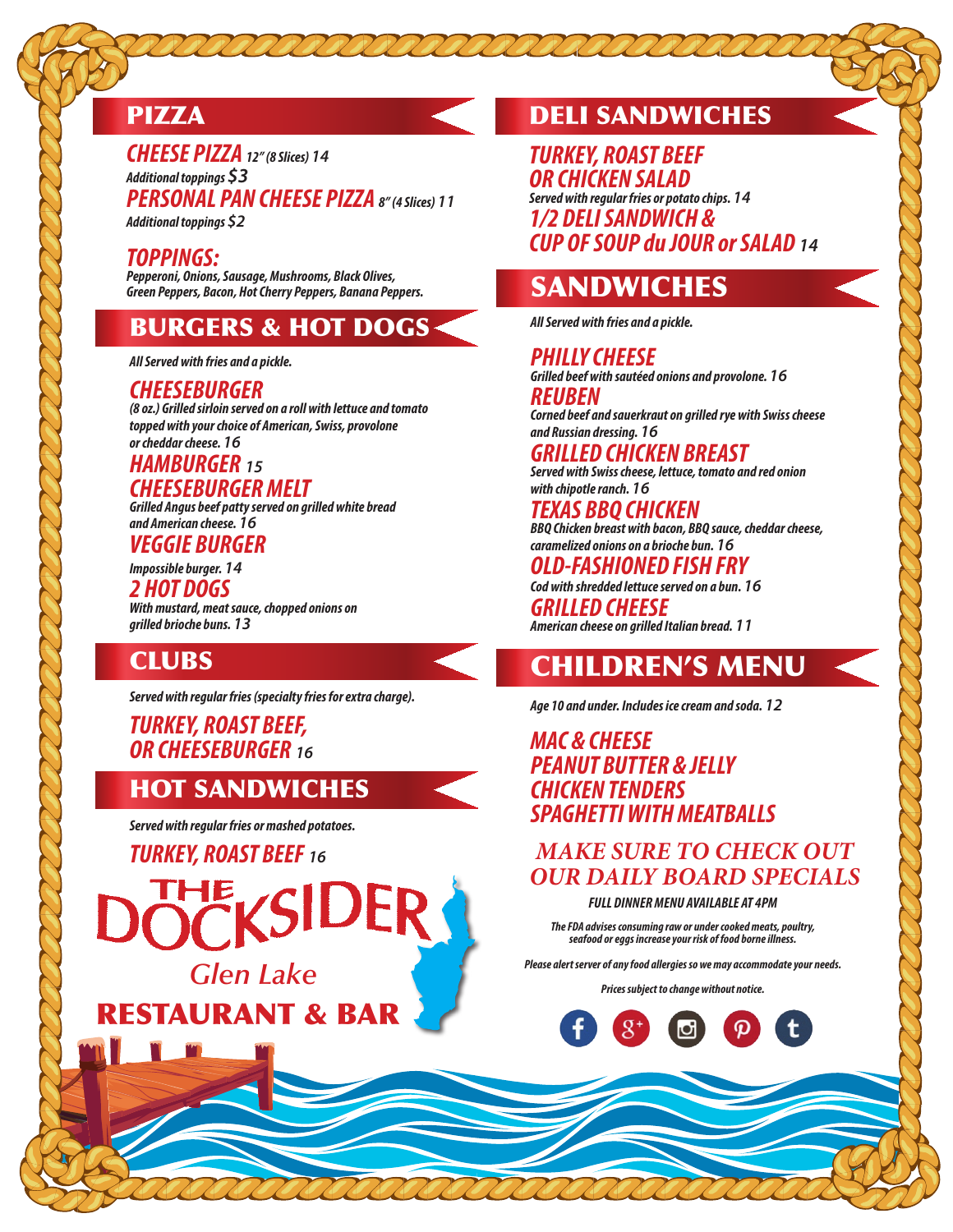## PIZZA

**CHEESE PIZZA** *12" (8 Slices)* 14
*Additional toppings* $3

**PERSONAL PAN CHEESE PIZZA** *8" (4 Slices)* 11
*Additional toppings* $2

**TOPPINGS:**
*Pepperoni, Onions, Sausage, Mushrooms, Black Olives, Green Peppers, Bacon, Hot Cherry Peppers, Banana Peppers.*

## BURGERS & HOT DOGS

*All Served with fries and a pickle.*

**CHEESEBURGER**
*(8 oz.) Grilled sirloin served on a roll with lettuce and tomato topped with your choice of American, Swiss, provolone or cheddar cheese.* 16

**HAMBURGER** 15

**CHEESEBURGER MELT**
*Grilled Angus beef patty served on grilled white bread and American cheese.* 16

**VEGGIE BURGER**
*Impossible burger.* 14

**2 HOT DOGS**
*With mustard, meat sauce, chopped onions on grilled brioche buns.* 13

## CLUBS

*Served with regular fries (specialty fries for extra charge).*

**TURKEY, ROAST BEEF, OR CHEESEBURGER** 16

## HOT SANDWICHES

*Served with regular fries or mashed potatoes.*

**TURKEY, ROAST BEEF** 16

# THE DOCKSIDER
Glen Lake
**RESTAURANT & BAR**

## DELI SANDWICHES

**TURKEY, ROAST BEEF OR CHICKEN SALAD**
*Served with regular fries or potato chips.* 14

**1/2 DELI SANDWICH & CUP OF SOUP du JOUR or SALAD** 14

## SANDWICHES

*All Served with fries and a pickle.*

**PHILLY CHEESE**
*Grilled beef with sautéed onions and provolone.* 16

**REUBEN**
*Corned beef and sauerkraut on grilled rye with Swiss cheese and Russian dressing.* 16

**GRILLED CHICKEN BREAST**
*Served with Swiss cheese, lettuce, tomato and red onion with chipotle ranch.* 16

**TEXAS BBQ CHICKEN**
*BBQ Chicken breast with bacon, BBQ sauce, cheddar cheese, caramelized onions on a brioche bun.* 16

**OLD-FASHIONED FISH FRY**
*Cod with shredded lettuce served on a bun.* 16

**GRILLED CHEESE**
*American cheese on grilled Italian bread.* 11

## CHILDREN'S MENU

*Age 10 and under. Includes ice cream and soda.* 12

**MAC & CHEESE**
**PEANUT BUTTER & JELLY**
**CHICKEN TENDERS**
**SPAGHETTI WITH MEATBALLS**

**MAKE SURE TO CHECK OUT OUR DAILY BOARD SPECIALS**

**FULL DINNER MENU AVAILABLE AT 4PM**

*The FDA advises consuming raw or under cooked meats, poultry, seafood or eggs increase your risk of food borne illness.*

*Please alert server of any food allergies so we may accommodate your needs.*

*Prices subject to change without notice.*